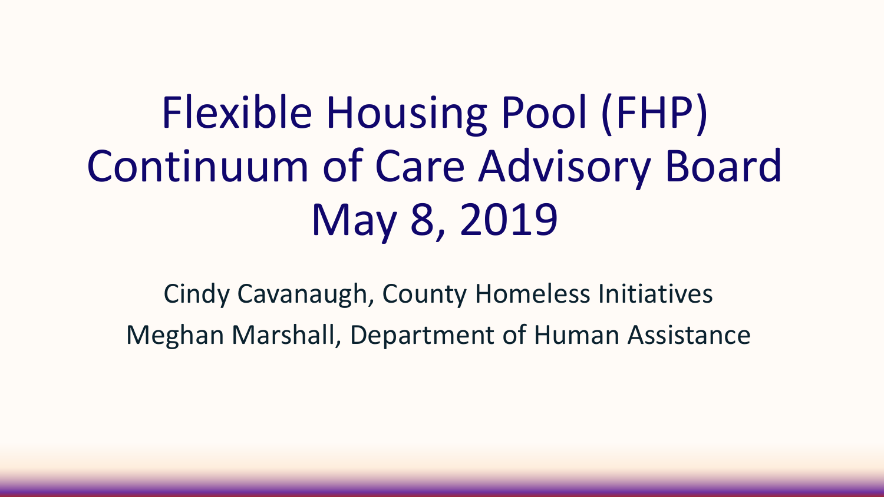# Flexible Housing Pool (FHP) Continuum of Care Advisory Board May 8, 2019

Cindy Cavanaugh, County Homeless Initiatives

Meghan Marshall, Department of Human Assistance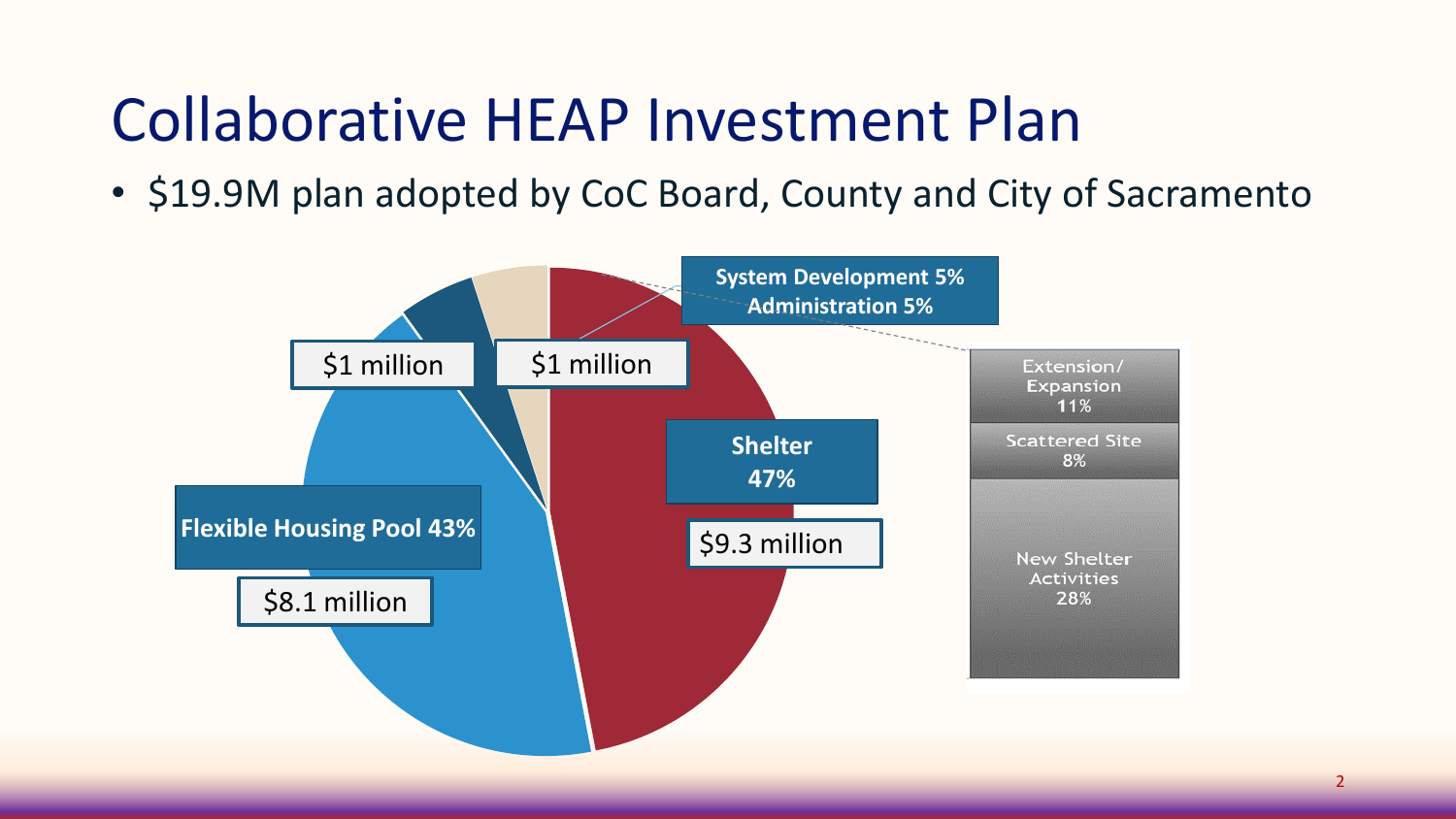# Collaborative HEAP Investment Plan

- $19.9M plan adopted by CoC Board, County and City of Sacramento

System Development 5%
Administration 5%

$1 million

$1 million

Shelter
47%

$9.3 million

Flexible Housing Pool 43%

$8.1 million

Extension/ Expansion 11%

Scattered Site 8%

New Shelter Activities 28%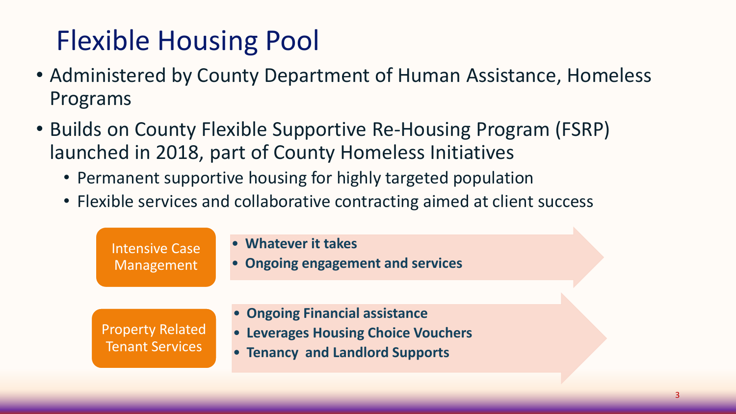# Flexible Housing Pool

- Administered by County Department of Human Assistance, Homeless Programs
- Builds on County Flexible Supportive Re-Housing Program (FSRP) launched in 2018, part of County Homeless Initiatives
  - Permanent supportive housing for highly targeted population
  - Flexible services and collaborative contracting aimed at client success

**Intensive Case Management**

- **Whatever it takes**
- **Ongoing engagement and services**

**Property Related Tenant Services**

- **Ongoing Financial assistance**
- **Leverages Housing Choice Vouchers**
- **Tenancy and Landlord Supports**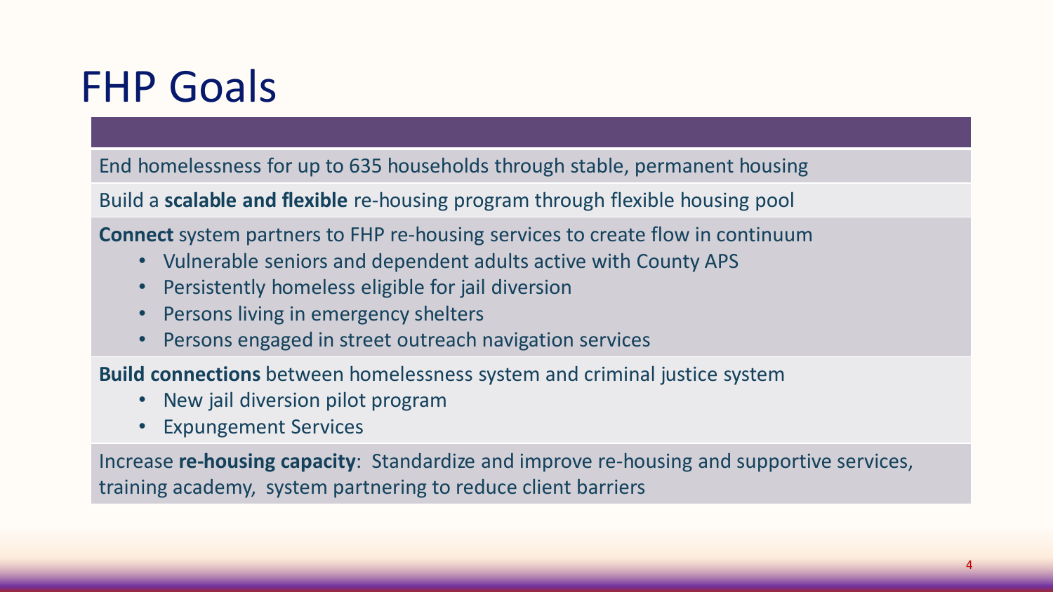# FHP Goals

End homelessness for up to 635 households through stable, permanent housing

Build a **scalable and flexible** re-housing program through flexible housing pool

**Connect** system partners to FHP re-housing services to create flow in continuum

- Vulnerable seniors and dependent adults active with County APS
- Persistently homeless eligible for jail diversion
- Persons living in emergency shelters
- Persons engaged in street outreach navigation services

**Build connections** between homelessness system and criminal justice system

- New jail diversion pilot program
- Expungement Services

Increase **re-housing capacity**: Standardize and improve re-housing and supportive services, training academy, system partnering to reduce client barriers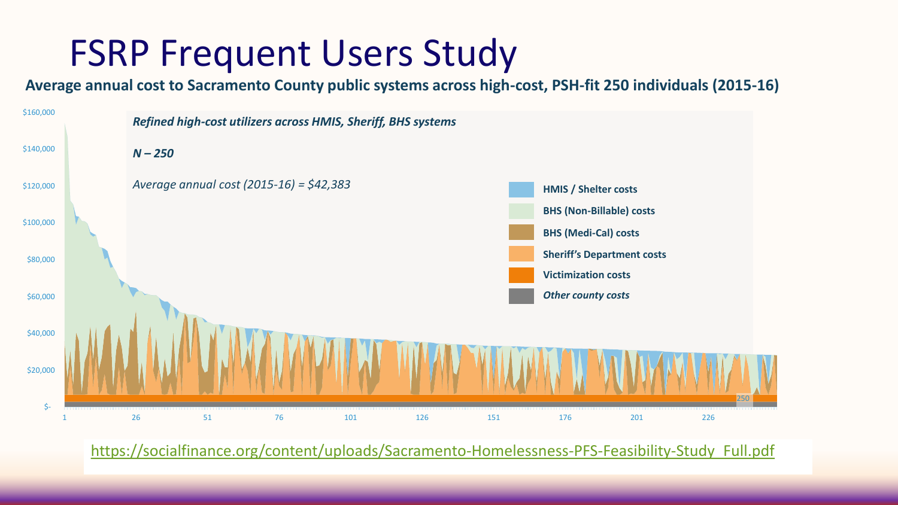# FSRP Frequent Users Study

**Average annual cost to Sacramento County public systems across high-cost, PSH-fit 250 individuals (2015-16)**

***Refined high-cost utilizers across HMIS, Sheriff, BHS systems***

***N – 250***

*Average annual cost (2015-16) = $42,383*

- **HMIS / Shelter costs**
- **BHS (Non-Billable) costs**
- **BHS (Medi-Cal) costs**
- **Sheriff's Department costs**
- **Victimization costs**
- ***Other county costs***

https://socialfinance.org/content/uploads/Sacramento-Homelessness-PFS-Feasibility-Study_Full.pdf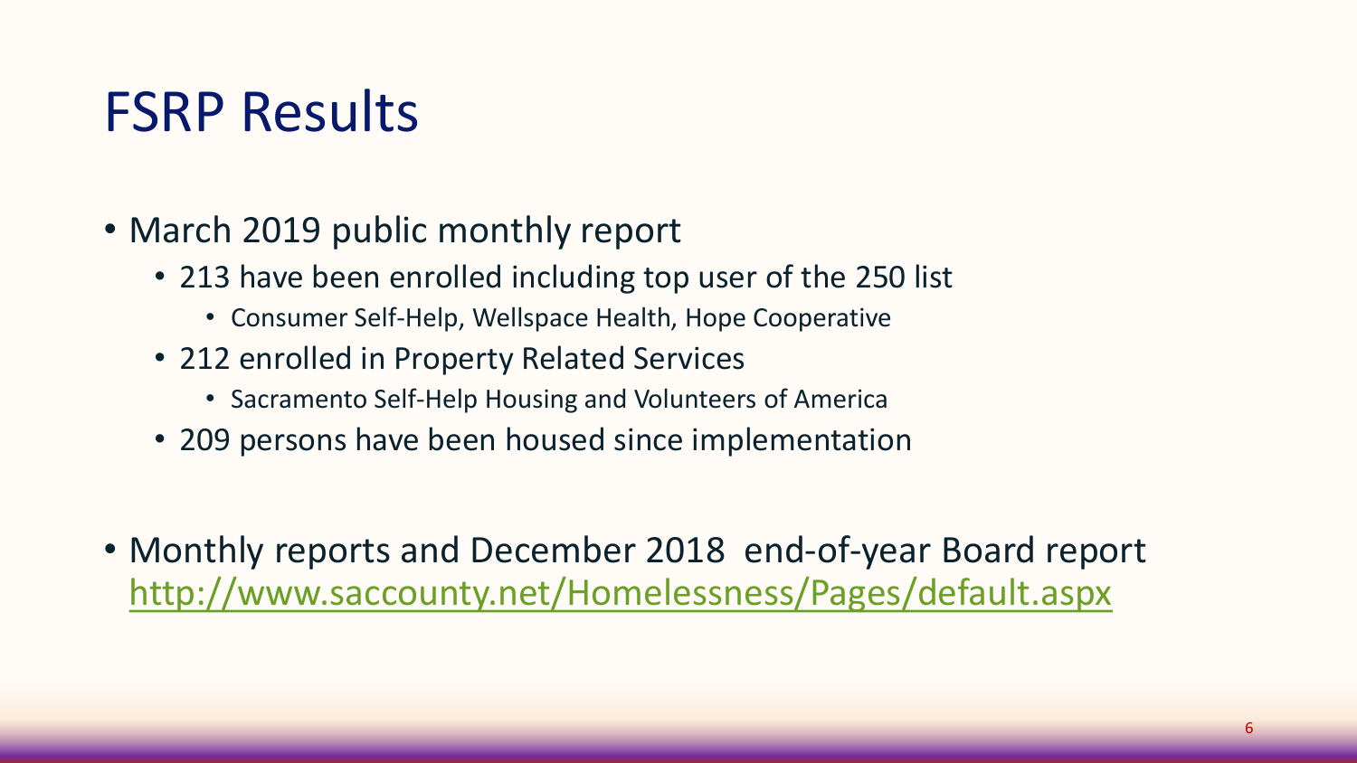# FSRP Results

- March 2019 public monthly report
  - 213 have been enrolled including top user of the 250 list
    - Consumer Self-Help, Wellspace Health, Hope Cooperative
  - 212 enrolled in Property Related Services
    - Sacramento Self-Help Housing and Volunteers of America
  - 209 persons have been housed since implementation

- Monthly reports and December 2018 end-of-year Board report http://www.saccounty.net/Homelessness/Pages/default.aspx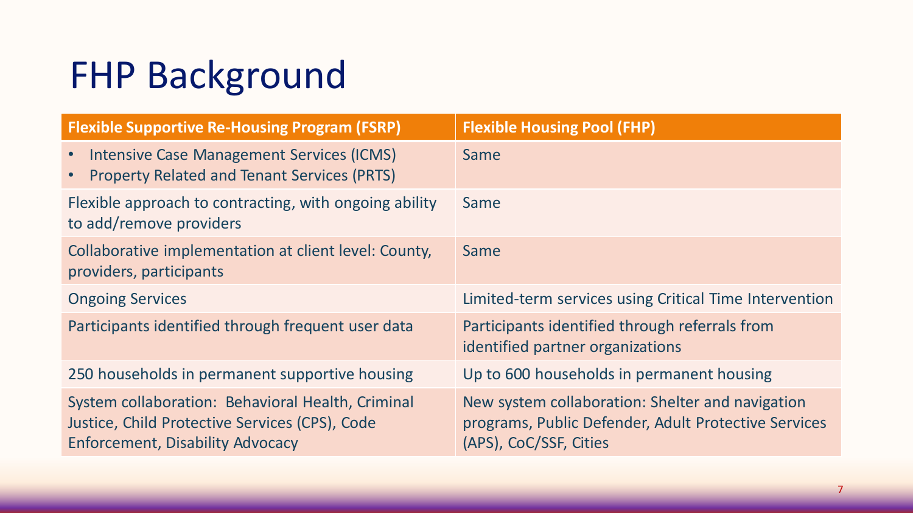# FHP Background

| Flexible Supportive Re-Housing Program (FSRP) | Flexible Housing Pool (FHP) |
|---|---|
| • Intensive Case Management Services (ICMS)<br>• Property Related and Tenant Services (PRTS) | Same |
| Flexible approach to contracting, with ongoing ability to add/remove providers | Same |
| Collaborative implementation at client level: County, providers, participants | Same |
| Ongoing Services | Limited-term services using Critical Time Intervention |
| Participants identified through frequent user data | Participants identified through referrals from identified partner organizations |
| 250 households in permanent supportive housing | Up to 600 households in permanent housing |
| System collaboration: Behavioral Health, Criminal Justice, Child Protective Services (CPS), Code Enforcement, Disability Advocacy | New system collaboration: Shelter and navigation programs, Public Defender, Adult Protective Services (APS), CoC/SSF, Cities |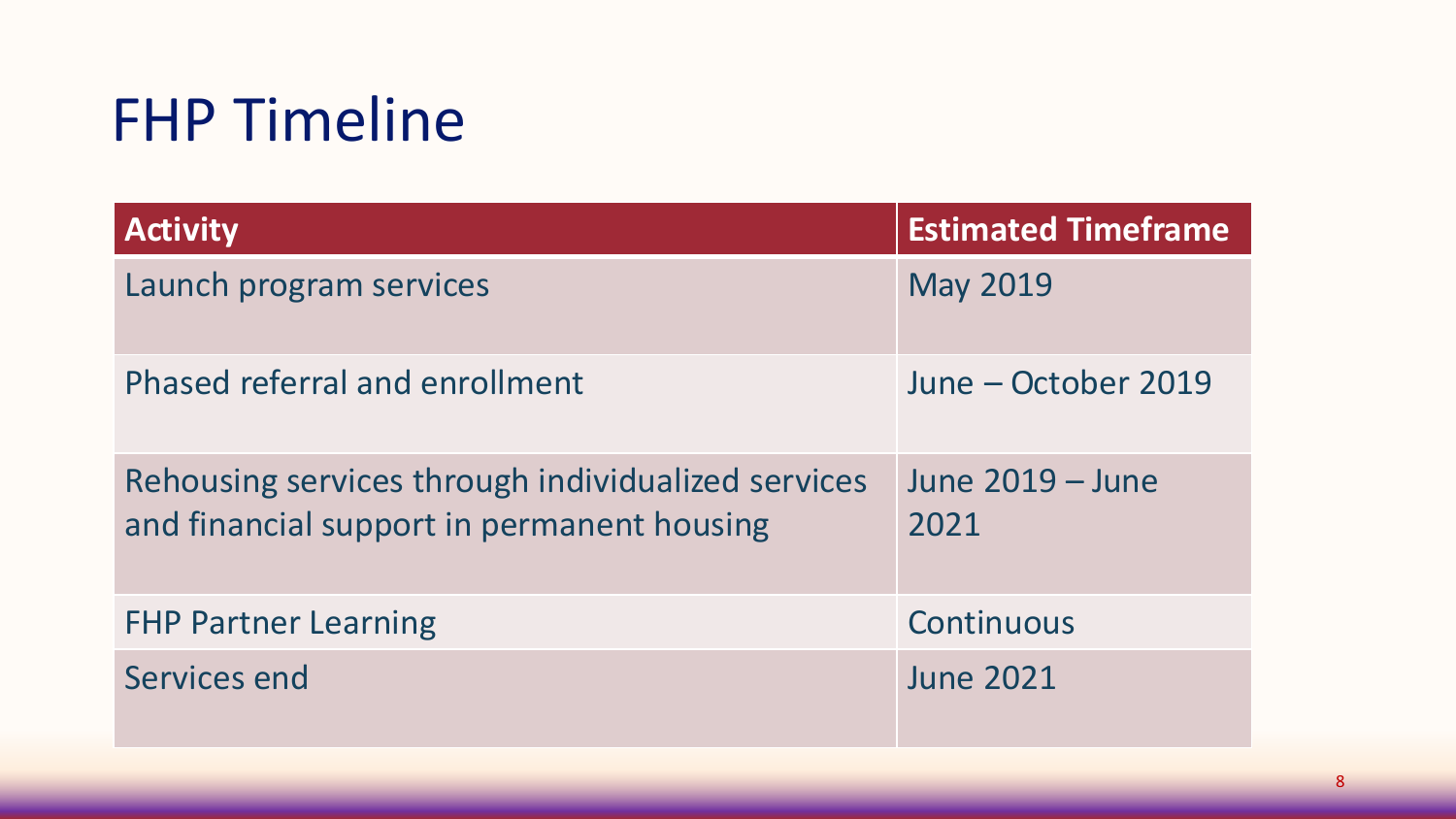# FHP Timeline

| Activity | Estimated Timeframe |
| --- | --- |
| Launch program services | May 2019 |
| Phased referral and enrollment | June – October 2019 |
| Rehousing services through individualized services and financial support in permanent housing | June 2019 – June 2021 |
| FHP Partner Learning | Continuous |
| Services end | June 2021 |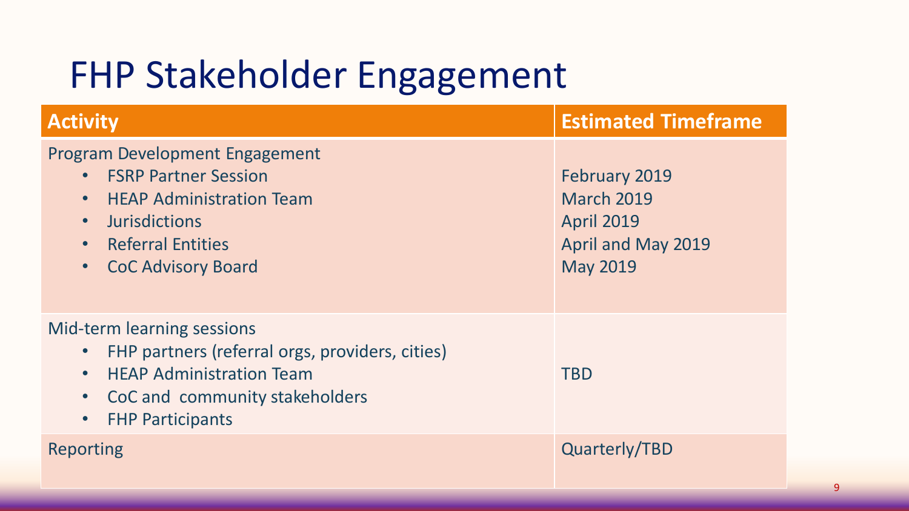# FHP Stakeholder Engagement

| Activity | Estimated Timeframe |
| --- | --- |
| Program Development Engagement<br>• FSRP Partner Session<br>• HEAP Administration Team<br>• Jurisdictions<br>• Referral Entities<br>• CoC Advisory Board | <br>February 2019<br>March 2019<br>April 2019<br>April and May 2019<br>May 2019 |
| Mid-term learning sessions<br>• FHP partners (referral orgs, providers, cities)<br>• HEAP Administration Team<br>• CoC and community stakeholders<br>• FHP Participants | TBD |
| Reporting | Quarterly/TBD |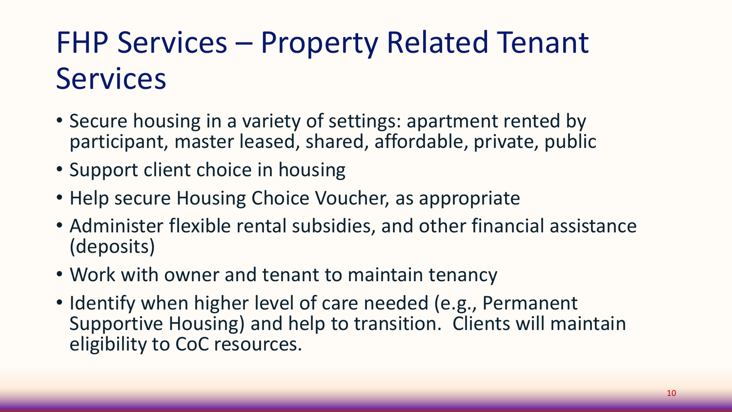# FHP Services – Property Related Tenant Services

- Secure housing in a variety of settings: apartment rented by participant, master leased, shared, affordable, private, public
- Support client choice in housing
- Help secure Housing Choice Voucher, as appropriate
- Administer flexible rental subsidies, and other financial assistance (deposits)
- Work with owner and tenant to maintain tenancy
- Identify when higher level of care needed (e.g., Permanent Supportive Housing) and help to transition. Clients will maintain eligibility to CoC resources.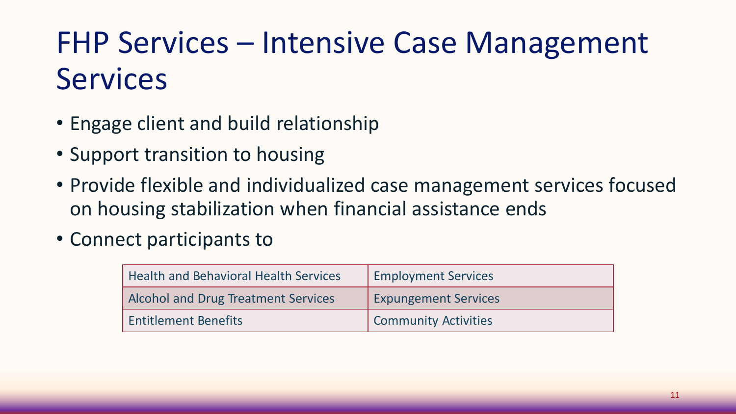# FHP Services – Intensive Case Management Services

- Engage client and build relationship
- Support transition to housing
- Provide flexible and individualized case management services focused on housing stabilization when financial assistance ends
- Connect participants to

| Health and Behavioral Health Services | Employment Services |
|---|---|
| Alcohol and Drug Treatment Services | Expungement Services |
| Entitlement Benefits | Community Activities |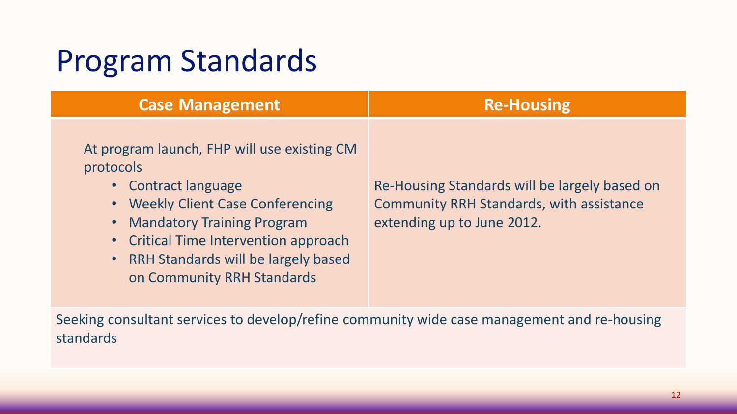# Program Standards

| Case Management | Re-Housing |
| --- | --- |
| At program launch, FHP will use existing CM protocols<br>• Contract language<br>• Weekly Client Case Conferencing<br>• Mandatory Training Program<br>• Critical Time Intervention approach<br>• RRH Standards will be largely based on Community RRH Standards | Re-Housing Standards will be largely based on Community RRH Standards, with assistance extending up to June 2012. |

Seeking consultant services to develop/refine community wide case management and re-housing standards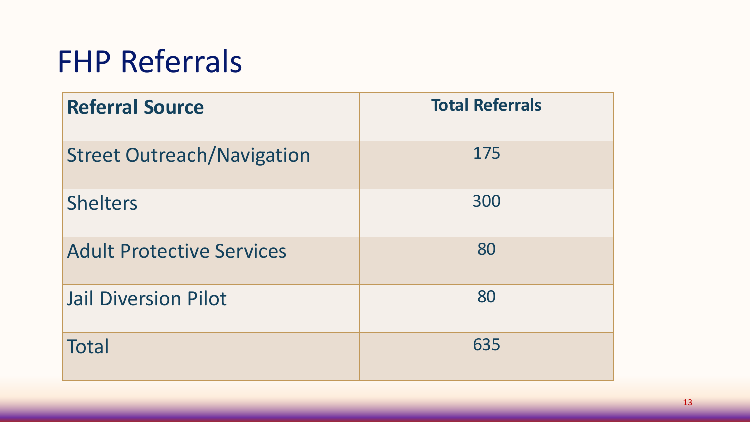# FHP Referrals

| Referral Source | Total Referrals |
| --- | --- |
| Street Outreach/Navigation | 175 |
| Shelters | 300 |
| Adult Protective Services | 80 |
| Jail Diversion Pilot | 80 |
| Total | 635 |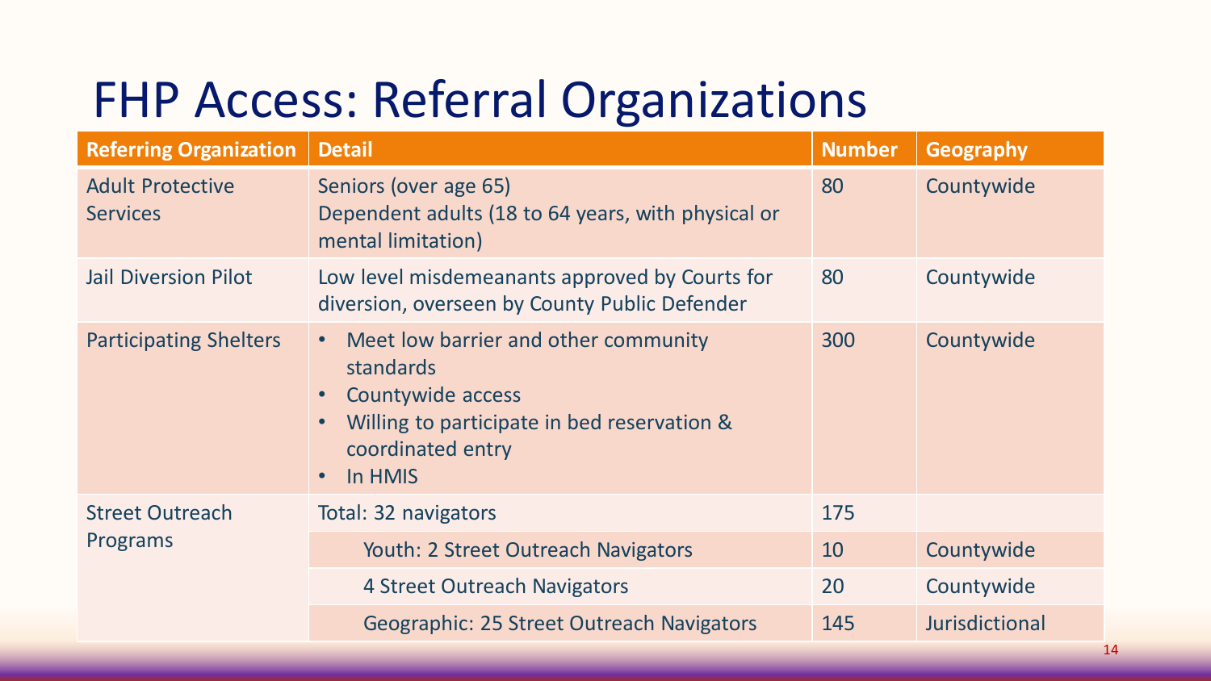# FHP Access: Referral Organizations

| Referring Organization | Detail | Number | Geography |
|---|---|---|---|
| Adult Protective Services | Seniors (over age 65)<br>Dependent adults (18 to 64 years, with physical or mental limitation) | 80 | Countywide |
| Jail Diversion Pilot | Low level misdemeanants approved by Courts for diversion, overseen by County Public Defender | 80 | Countywide |
| Participating Shelters | • Meet low barrier and other community standards<br>• Countywide access<br>• Willing to participate in bed reservation & coordinated entry<br>• In HMIS | 300 | Countywide |
| Street Outreach Programs | Total: 32 navigators | 175 | |
| | Youth: 2 Street Outreach Navigators | 10 | Countywide |
| | 4 Street Outreach Navigators | 20 | Countywide |
| | Geographic: 25 Street Outreach Navigators | 145 | Jurisdictional |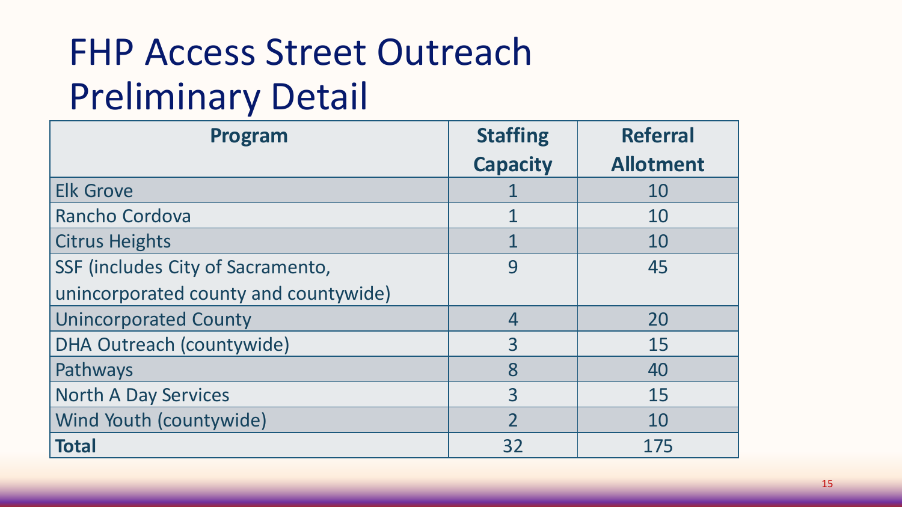# FHP Access Street Outreach Preliminary Detail

| Program | Staffing Capacity | Referral Allotment |
|---|---|---|
| Elk Grove | 1 | 10 |
| Rancho Cordova | 1 | 10 |
| Citrus Heights | 1 | 10 |
| SSF (includes City of Sacramento, unincorporated county and countywide) | 9 | 45 |
| Unincorporated County | 4 | 20 |
| DHA Outreach (countywide) | 3 | 15 |
| Pathways | 8 | 40 |
| North A Day Services | 3 | 15 |
| Wind Youth (countywide) | 2 | 10 |
| **Total** | 32 | 175 |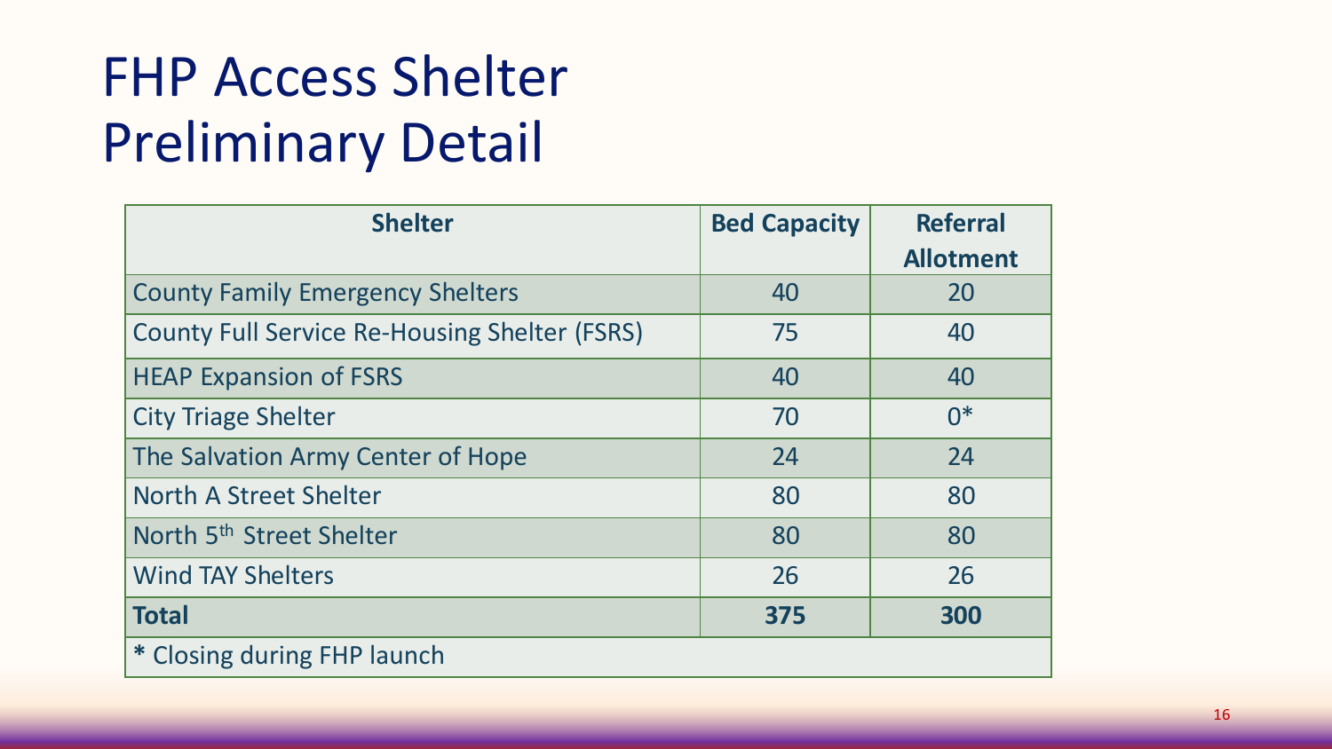# FHP Access Shelter Preliminary Detail

| Shelter | Bed Capacity | Referral Allotment |
|---|---|---|
| County Family Emergency Shelters | 40 | 20 |
| County Full Service Re-Housing Shelter (FSRS) | 75 | 40 |
| HEAP Expansion of FSRS | 40 | 40 |
| City Triage Shelter | 70 | 0* |
| The Salvation Army Center of Hope | 24 | 24 |
| North A Street Shelter | 80 | 80 |
| North 5th Street Shelter | 80 | 80 |
| Wind TAY Shelters | 26 | 26 |
| **Total** | **375** | **300** |
| * Closing during FHP launch | | |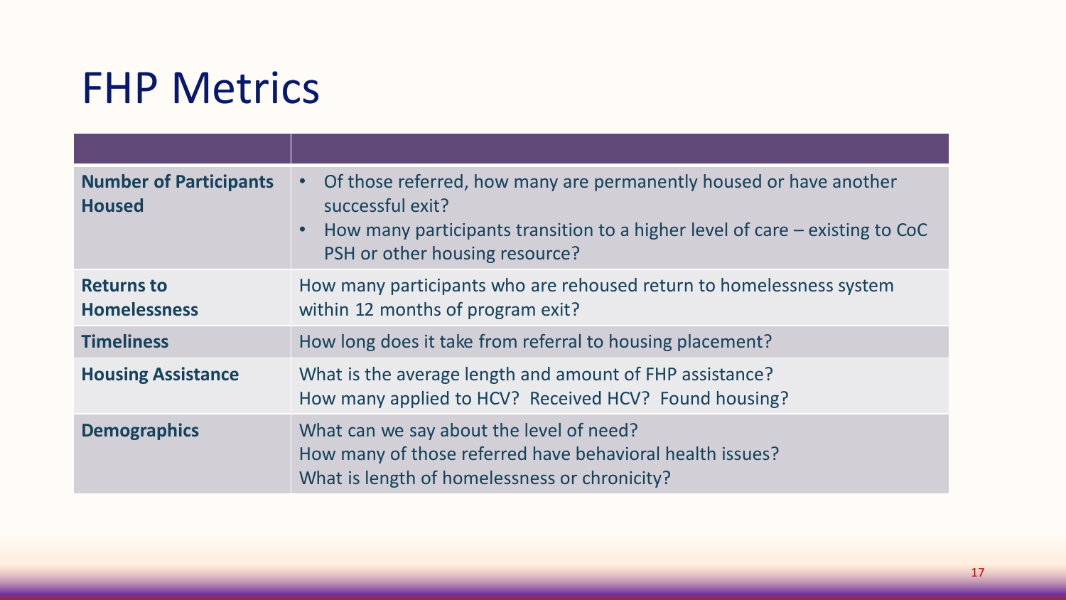# FHP Metrics

| | |
|---|---|
| **Number of Participants Housed** | • Of those referred, how many are permanently housed or have another successful exit?<br>• How many participants transition to a higher level of care – existing to CoC PSH or other housing resource? |
| **Returns to Homelessness** | How many participants who are rehoused return to homelessness system within 12 months of program exit? |
| **Timeliness** | How long does it take from referral to housing placement? |
| **Housing Assistance** | What is the average length and amount of FHP assistance?<br>How many applied to HCV? Received HCV? Found housing? |
| **Demographics** | What can we say about the level of need?<br>How many of those referred have behavioral health issues?<br>What is length of homelessness or chronicity? |